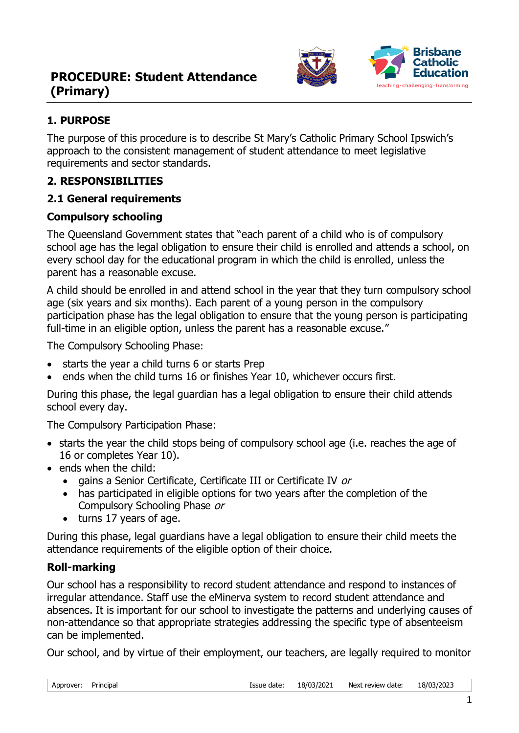# PROCEDURE: Student Attendance (Primary)

## 1. PURPOSE

The purpose of this procedure is to describe St Mary's Catholic Primary School Ipswich's approach to the consistent management of student attendance to meet legislative requirements and sector standards.

## 2. RESPONSIBILITIES

### 2.1 General requirements

#### Compulsory schooling

The Queensland Government states that "each parent of a child who is of compulsory school age has the legal obligation to ensure their child is enrolled and attends a school, on every school day for the educational program in which the child is enrolled, unless the parent has a reasonable excuse.

A child should be enrolled in and attend school in the year that they turn compulsory school age (six years and six months). Each parent of a young person in the compulsory participation phase has the legal obligation to ensure that the young person is participating full-time in an eligible option, unless the parent has a reasonable excuse."

The Compulsory Schooling Phase:

- starts the year a child turns 6 or starts Prep
- ends when the child turns 16 or finishes Year 10, whichever occurs first.

During this phase, the legal guardian has a legal obligation to ensure their child attends school every day.

The Compulsory Participation Phase:

- starts the year the child stops being of compulsory school age (i.e. reaches the age of 16 or completes Year 10).
- ends when the child:
  - gains a Senior Certificate, Certificate III or Certificate IV *or*
  - has participated in eligible options for two years after the completion of the Compulsory Schooling Phase *or*
  - turns 17 years of age.

During this phase, legal guardians have a legal obligation to ensure their child meets the attendance requirements of the eligible option of their choice.

#### Roll-marking

Our school has a responsibility to record student attendance and respond to instances of irregular attendance. Staff use the eMinerva system to record student attendance and absences. It is important for our school to investigate the patterns and underlying causes of non-attendance so that appropriate strategies addressing the specific type of absenteeism can be implemented.

Our school, and by virtue of their employment, our teachers, are legally required to monitor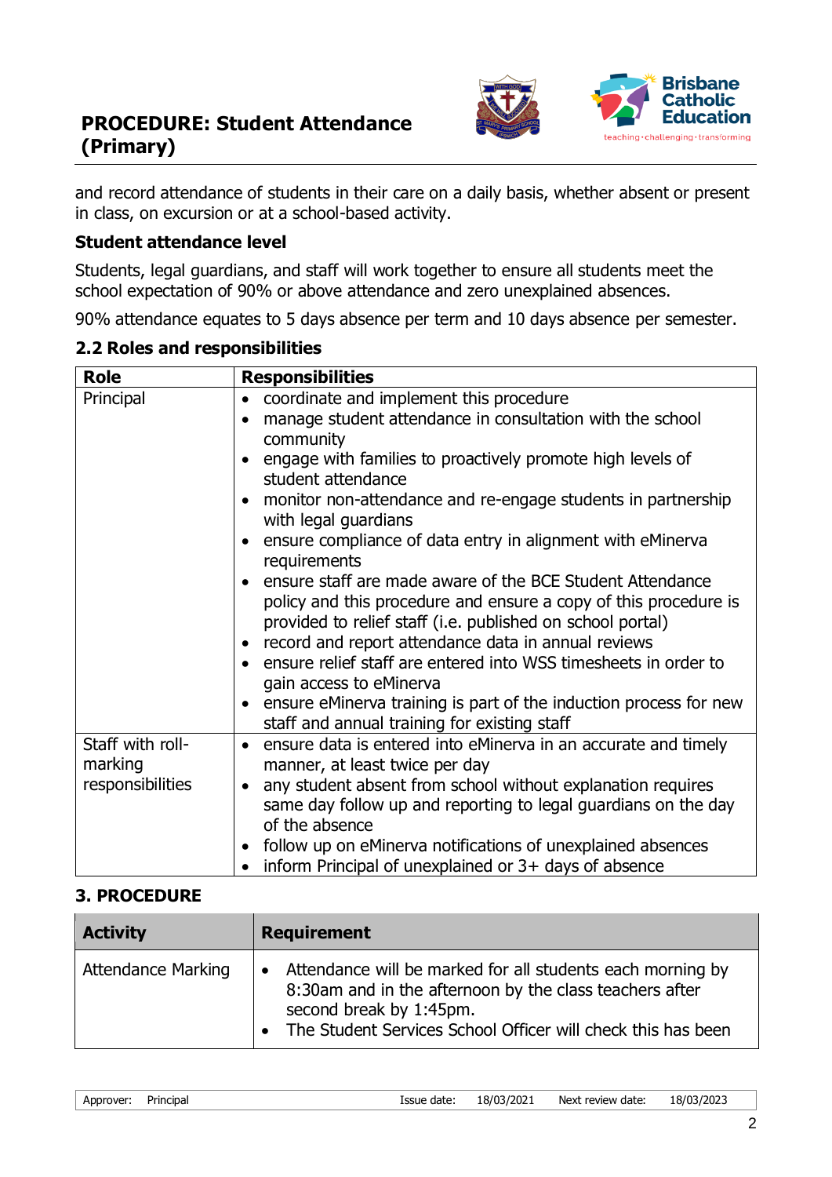and record attendance of students in their care on a daily basis, whether absent or present in class, on excursion or at a school-based activity.

### Student attendance level

Students, legal guardians, and staff will work together to ensure all students meet the school expectation of 90% or above attendance and zero unexplained absences.

90% attendance equates to 5 days absence per term and 10 days absence per semester.

### 2.2 Roles and responsibilities

| Role | Responsibilities |
| --- | --- |
| Principal | • coordinate and implement this procedure<br>• manage student attendance in consultation with the school community<br>• engage with families to proactively promote high levels of student attendance<br>• monitor non-attendance and re-engage students in partnership with legal guardians<br>• ensure compliance of data entry in alignment with eMinerva requirements<br>• ensure staff are made aware of the BCE Student Attendance policy and this procedure and ensure a copy of this procedure is provided to relief staff (i.e. published on school portal)<br>• record and report attendance data in annual reviews<br>• ensure relief staff are entered into WSS timesheets in order to gain access to eMinerva<br>• ensure eMinerva training is part of the induction process for new staff and annual training for existing staff |
| Staff with roll-marking responsibilities | • ensure data is entered into eMinerva in an accurate and timely manner, at least twice per day<br>• any student absent from school without explanation requires same day follow up and reporting to legal guardians on the day of the absence<br>• follow up on eMinerva notifications of unexplained absences<br>• inform Principal of unexplained or 3+ days of absence |

## 3. PROCEDURE

| Activity | Requirement |
| --- | --- |
| Attendance Marking | • Attendance will be marked for all students each morning by 8:30am and in the afternoon by the class teachers after second break by 1:45pm.<br>• The Student Services School Officer will check this has been |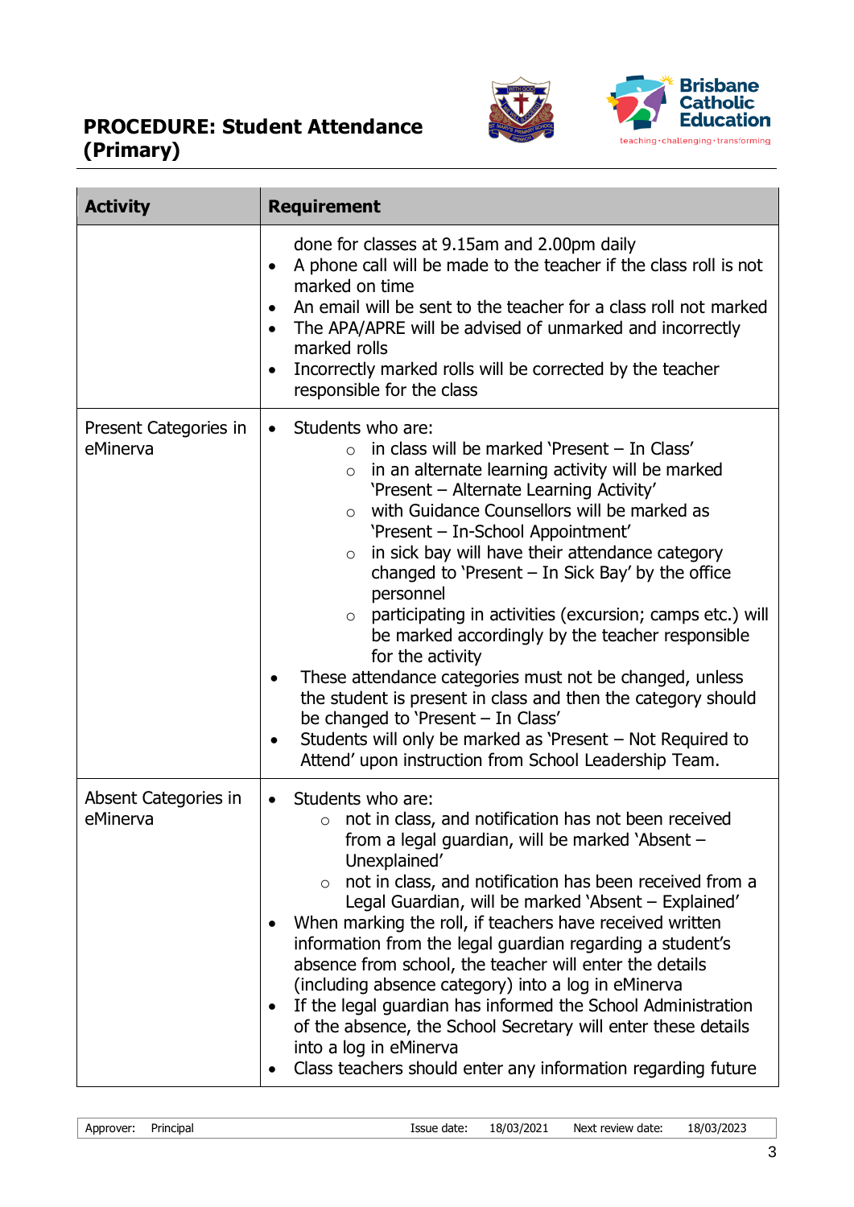| Activity | Requirement |
|---|---|
| | done for classes at 9.15am and 2.00pm daily<br>• A phone call will be made to the teacher if the class roll is not marked on time<br>• An email will be sent to the teacher for a class roll not marked<br>• The APA/APRE will be advised of unmarked and incorrectly marked rolls<br>• Incorrectly marked rolls will be corrected by the teacher responsible for the class |
| Present Categories in eMinerva | • Students who are:<br>&nbsp;&nbsp;&nbsp;&nbsp;○ in class will be marked 'Present – In Class'<br>&nbsp;&nbsp;&nbsp;&nbsp;○ in an alternate learning activity will be marked 'Present – Alternate Learning Activity'<br>&nbsp;&nbsp;&nbsp;&nbsp;○ with Guidance Counsellors will be marked as 'Present – In-School Appointment'<br>&nbsp;&nbsp;&nbsp;&nbsp;○ in sick bay will have their attendance category changed to 'Present – In Sick Bay' by the office personnel<br>&nbsp;&nbsp;&nbsp;&nbsp;○ participating in activities (excursion; camps etc.) will be marked accordingly by the teacher responsible for the activity<br>• These attendance categories must not be changed, unless the student is present in class and then the category should be changed to 'Present – In Class'<br>• Students will only be marked as 'Present – Not Required to Attend' upon instruction from School Leadership Team. |
| Absent Categories in eMinerva | • Students who are:<br>&nbsp;&nbsp;&nbsp;&nbsp;○ not in class, and notification has not been received from a legal guardian, will be marked 'Absent – Unexplained'<br>&nbsp;&nbsp;&nbsp;&nbsp;○ not in class, and notification has been received from a Legal Guardian, will be marked 'Absent – Explained'<br>• When marking the roll, if teachers have received written information from the legal guardian regarding a student's absence from school, the teacher will enter the details (including absence category) into a log in eMinerva<br>• If the legal guardian has informed the School Administration of the absence, the School Secretary will enter these details into a log in eMinerva<br>• Class teachers should enter any information regarding future |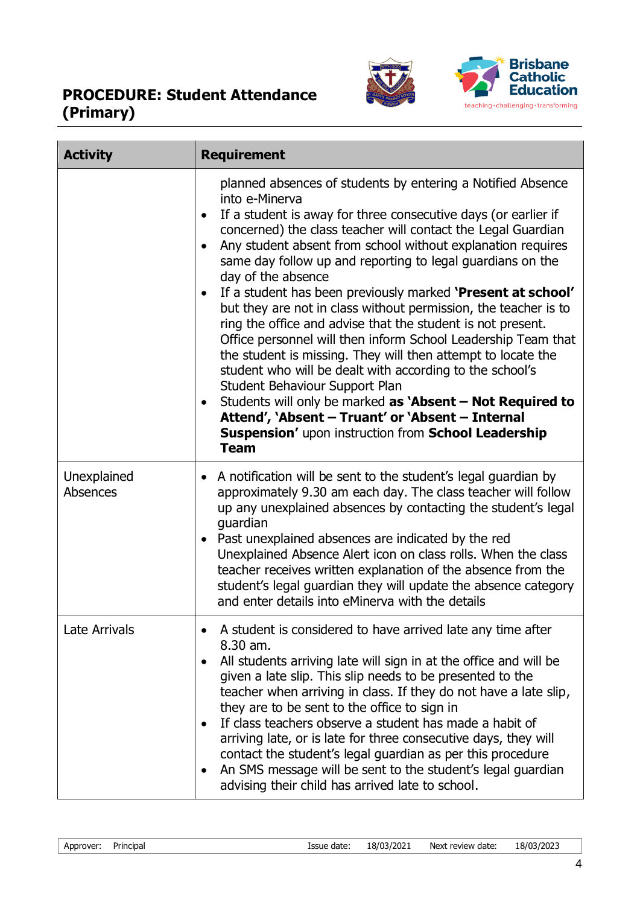| Activity | Requirement |
|---|---|
| | planned absences of students by entering a Notified Absence into e-Minerva<br>• If a student is away for three consecutive days (or earlier if concerned) the class teacher will contact the Legal Guardian<br>• Any student absent from school without explanation requires same day follow up and reporting to legal guardians on the day of the absence<br>• If a student has been previously marked **'Present at school'** but they are not in class without permission, the teacher is to ring the office and advise that the student is not present. Office personnel will then inform School Leadership Team that the student is missing. They will then attempt to locate the student who will be dealt with according to the school's Student Behaviour Support Plan<br>• Students will only be marked **as 'Absent – Not Required to Attend', 'Absent – Truant' or 'Absent – Internal Suspension'** upon instruction from **School Leadership Team** |
| Unexplained Absences | • A notification will be sent to the student's legal guardian by approximately 9.30 am each day. The class teacher will follow up any unexplained absences by contacting the student's legal guardian<br>• Past unexplained absences are indicated by the red Unexplained Absence Alert icon on class rolls. When the class teacher receives written explanation of the absence from the student's legal guardian they will update the absence category and enter details into eMinerva with the details |
| Late Arrivals | • A student is considered to have arrived late any time after 8.30 am.<br>• All students arriving late will sign in at the office and will be given a late slip. This slip needs to be presented to the teacher when arriving in class. If they do not have a late slip, they are to be sent to the office to sign in<br>• If class teachers observe a student has made a habit of arriving late, or is late for three consecutive days, they will contact the student's legal guardian as per this procedure<br>• An SMS message will be sent to the student's legal guardian advising their child has arrived late to school. |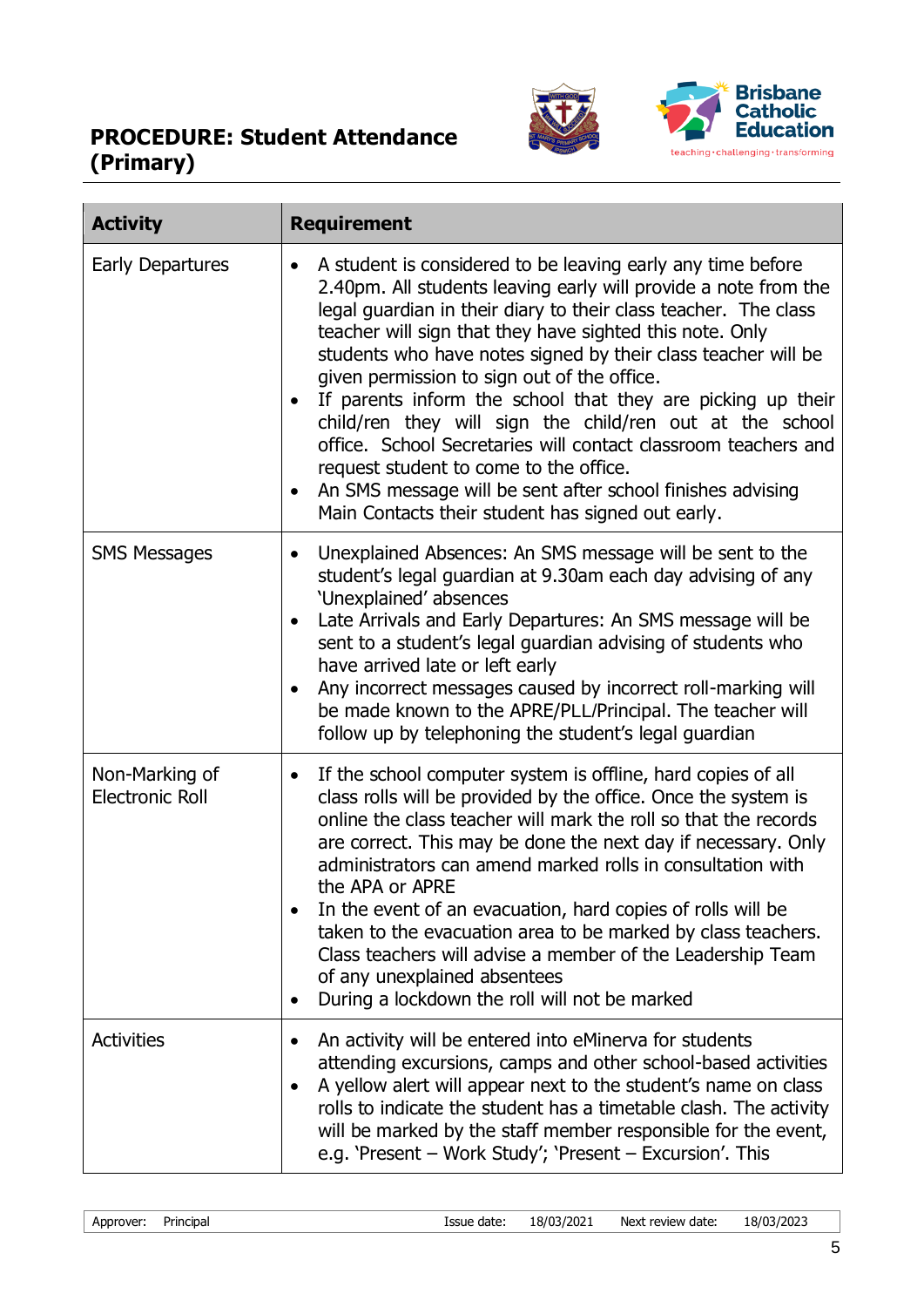| Activity | Requirement |
|---|---|
| Early Departures | • A student is considered to be leaving early any time before 2.40pm. All students leaving early will provide a note from the legal guardian in their diary to their class teacher. The class teacher will sign that they have sighted this note. Only students who have notes signed by their class teacher will be given permission to sign out of the office.<br>• If parents inform the school that they are picking up their child/ren they will sign the child/ren out at the school office. School Secretaries will contact classroom teachers and request student to come to the office.<br>• An SMS message will be sent after school finishes advising Main Contacts their student has signed out early. |
| SMS Messages | • Unexplained Absences: An SMS message will be sent to the student's legal guardian at 9.30am each day advising of any 'Unexplained' absences<br>• Late Arrivals and Early Departures: An SMS message will be sent to a student's legal guardian advising of students who have arrived late or left early<br>• Any incorrect messages caused by incorrect roll-marking will be made known to the APRE/PLL/Principal. The teacher will follow up by telephoning the student's legal guardian |
| Non-Marking of Electronic Roll | • If the school computer system is offline, hard copies of all class rolls will be provided by the office. Once the system is online the class teacher will mark the roll so that the records are correct. This may be done the next day if necessary. Only administrators can amend marked rolls in consultation with the APA or APRE<br>• In the event of an evacuation, hard copies of rolls will be taken to the evacuation area to be marked by class teachers. Class teachers will advise a member of the Leadership Team of any unexplained absentees<br>• During a lockdown the roll will not be marked |
| Activities | • An activity will be entered into eMinerva for students attending excursions, camps and other school-based activities<br>• A yellow alert will appear next to the student's name on class rolls to indicate the student has a timetable clash. The activity will be marked by the staff member responsible for the event, e.g. 'Present – Work Study'; 'Present – Excursion'. This |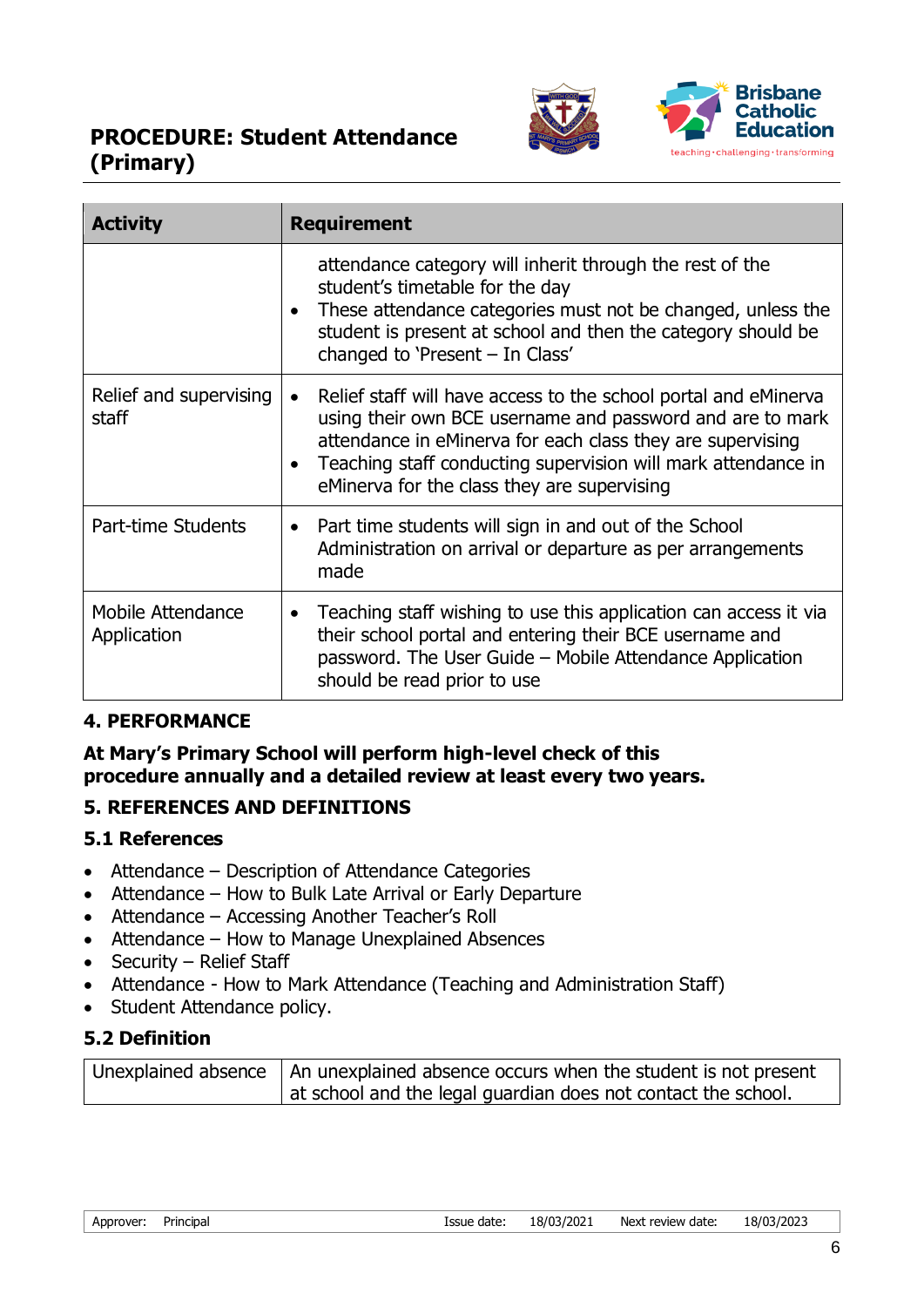| Activity | Requirement |
|---|---|
| | attendance category will inherit through the rest of the student's timetable for the day<br>• These attendance categories must not be changed, unless the student is present at school and then the category should be changed to 'Present – In Class' |
| Relief and supervising staff | • Relief staff will have access to the school portal and eMinerva using their own BCE username and password and are to mark attendance in eMinerva for each class they are supervising<br>• Teaching staff conducting supervision will mark attendance in eMinerva for the class they are supervising |
| Part-time Students | • Part time students will sign in and out of the School Administration on arrival or departure as per arrangements made |
| Mobile Attendance Application | • Teaching staff wishing to use this application can access it via their school portal and entering their BCE username and password. The User Guide – Mobile Attendance Application should be read prior to use |

## 4. PERFORMANCE

**At Mary's Primary School will perform high-level check of this procedure annually and a detailed review at least every two years.**

## 5. REFERENCES AND DEFINITIONS

### 5.1 References

- Attendance – Description of Attendance Categories
- Attendance – How to Bulk Late Arrival or Early Departure
- Attendance – Accessing Another Teacher's Roll
- Attendance – How to Manage Unexplained Absences
- Security – Relief Staff
- Attendance - How to Mark Attendance (Teaching and Administration Staff)
- Student Attendance policy.

### 5.2 Definition

| | |
|---|---|
| Unexplained absence | An unexplained absence occurs when the student is not present at school and the legal guardian does not contact the school. |